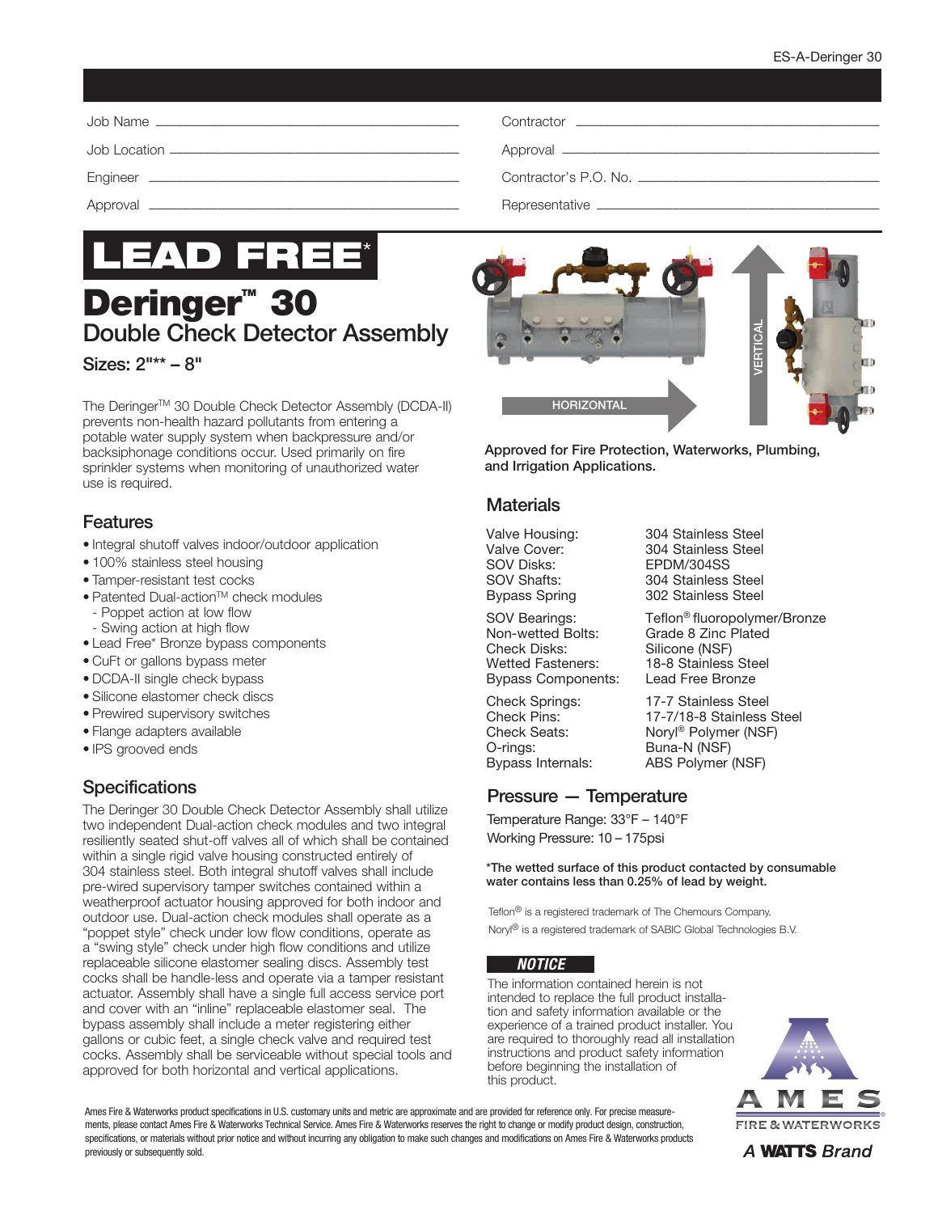ES-A-Deringer 30

| | | | |
|---|---|---|---|
| Job Name | | Contractor | |
| Job Location | | Approval | |
| Engineer | | Contractor's P.O. No. | |
| Approval | | Representative | |

# LEAD FREE*

# Deringer™ 30

## Double Check Detector Assembly

### Sizes: 2"** – 8"

The Deringer™ 30 Double Check Detector Assembly (DCDA-II) prevents non-health hazard pollutants from entering a potable water supply system when backpressure and/or backsiphonage conditions occur. Used primarily on fire sprinkler systems when monitoring of unauthorized water use is required.

HORIZONTAL

VERTICAL

**Approved for Fire Protection, Waterworks, Plumbing, and Irrigation Applications.**

## Features

- Integral shutoff valves indoor/outdoor application
- 100% stainless steel housing
- Tamper-resistant test cocks
- Patented Dual-action™ check modules
  - Poppet action at low flow
  - Swing action at high flow
- Lead Free* Bronze bypass components
- CuFt or gallons bypass meter
- DCDA-II single check bypass
- Silicone elastomer check discs
- Prewired supervisory switches
- Flange adapters available
- IPS grooved ends

## Specifications

The Deringer 30 Double Check Detector Assembly shall utilize two independent Dual-action check modules and two integral resiliently seated shut-off valves all of which shall be contained within a single rigid valve housing constructed entirely of 304 stainless steel. Both integral shutoff valves shall include pre-wired supervisory tamper switches contained within a weatherproof actuator housing approved for both indoor and outdoor use. Dual-action check modules shall operate as a "poppet style" check under low flow conditions, operate as a "swing style" check under high flow conditions and utilize replaceable silicone elastomer sealing discs. Assembly test cocks shall be handle-less and operate via a tamper resistant actuator. Assembly shall have a single full access service port and cover with an "inline" replaceable elastomer seal. The bypass assembly shall include a meter registering either gallons or cubic feet, a single check valve and required test cocks. Assembly shall be serviceable without special tools and approved for both horizontal and vertical applications.

## Materials

| | |
|---|---|
| Valve Housing: | 304 Stainless Steel |
| Valve Cover: | 304 Stainless Steel |
| SOV Disks: | EPDM/304SS |
| SOV Shafts: | 304 Stainless Steel |
| Bypass Spring | 302 Stainless Steel |
| SOV Bearings: | Teflon® fluoropolymer/Bronze |
| Non-wetted Bolts: | Grade 8 Zinc Plated |
| Check Disks: | Silicone (NSF) |
| Wetted Fasteners: | 18-8 Stainless Steel |
| Bypass Components: | Lead Free Bronze |
| Check Springs: | 17-7 Stainless Steel |
| Check Pins: | 17-7/18-8 Stainless Steel |
| Check Seats: | Noryl® Polymer (NSF) |
| O-rings: | Buna-N (NSF) |
| Bypass Internals: | ABS Polymer (NSF) |

## Pressure — Temperature

Temperature Range: 33°F – 140°F

Working Pressure: 10 – 175psi

**\*The wetted surface of this product contacted by consumable water contains less than 0.25% of lead by weight.**

Teflon® is a registered trademark of The Chemours Company.

Noryl® is a registered trademark of SABIC Global Technologies B.V.

**NOTICE**

The information contained herein is not intended to replace the full product installation and safety information available or the experience of a trained product installer. You are required to thoroughly read all installation instructions and product safety information before beginning the installation of this product.

Ames Fire & Waterworks product specifications in U.S. customary units and metric are approximate and are provided for reference only. For precise measurements, please contact Ames Fire & Waterworks Technical Service. Ames Fire & Waterworks reserves the right to change or modify product design, construction, specifications, or materials without prior notice and without incurring any obligation to make such changes and modifications on Ames Fire & Waterworks products previously or subsequently sold.

AMES FIRE & WATERWORKS

A WATTS Brand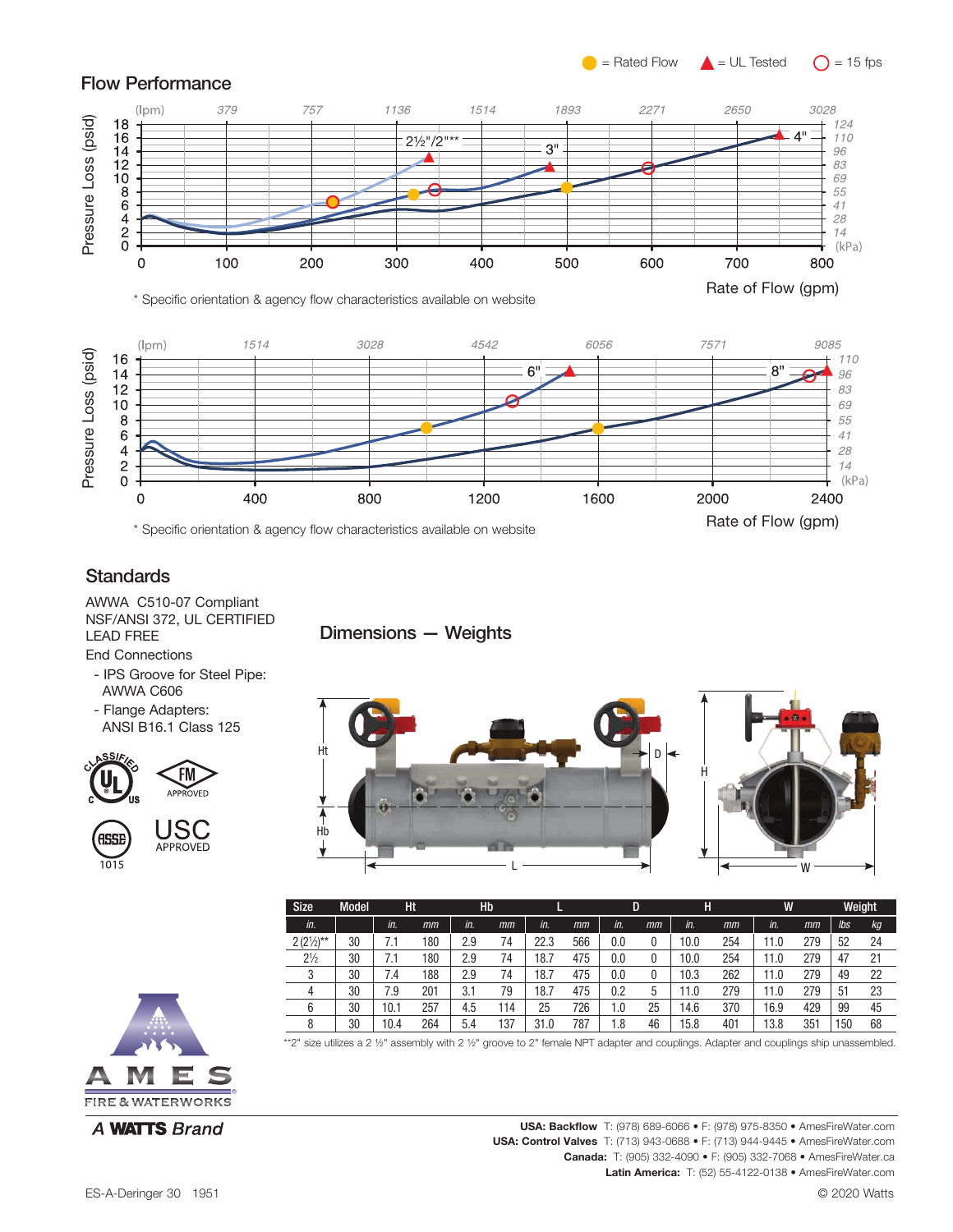## Flow Performance

● = Rated Flow ▲ = UL Tested ○ = 15 fps

(lpm) 379 757 1136 1514 1893 2271 2650 3028

Pressure Loss (psid)

18 16 14 12 10 8 6 4 2 0

2½"/2"** 3" 4"

124 110 96 83 69 55 41 28 14 (kPa)

0 100 200 300 400 500 600 700 800

Rate of Flow (gpm)

\* Specific orientation & agency flow characteristics available on website

(lpm) 1514 3028 4542 6056 7571 9085

Pressure Loss (psid)

16 14 12 10 8 6 4 2 0

6" 8"

110 96 83 69 55 41 28 14 (kPa)

0 400 800 1200 1600 2000 2400

Rate of Flow (gpm)

\* Specific orientation & agency flow characteristics available on website

## Standards

AWWA C510-07 Compliant
NSF/ANSI 372, UL CERTIFIED
LEAD FREE

End Connections

- IPS Groove for Steel Pipe: AWWA C606
- Flange Adapters: ANSI B16.1 Class 125

## Dimensions — Weights

| Size | Model | Ht | | Hb | | L | | D | | H | | W | | Weight | |
|---|---|---|---|---|---|---|---|---|---|---|---|---|---|---|---|
| *in.* | | *in.* | *mm* | *in.* | *mm* | *in.* | *mm* | *in.* | *mm* | *in.* | *mm* | *in.* | *mm* | *lbs* | *kg* |
| 2 (2½)** | 30 | 7.1 | 180 | 2.9 | 74 | 22.3 | 566 | 0.0 | 0 | 10.0 | 254 | 11.0 | 279 | 52 | 24 |
| 2½ | 30 | 7.1 | 180 | 2.9 | 74 | 18.7 | 475 | 0.0 | 0 | 10.0 | 254 | 11.0 | 279 | 47 | 21 |
| 3 | 30 | 7.4 | 188 | 2.9 | 74 | 18.7 | 475 | 0.0 | 0 | 10.3 | 262 | 11.0 | 279 | 49 | 22 |
| 4 | 30 | 7.9 | 201 | 3.1 | 79 | 18.7 | 475 | 0.2 | 5 | 11.0 | 279 | 11.0 | 279 | 51 | 23 |
| 6 | 30 | 10.1 | 257 | 4.5 | 114 | 25 | 726 | 1.0 | 25 | 14.6 | 370 | 16.9 | 429 | 99 | 45 |
| 8 | 30 | 10.4 | 264 | 5.4 | 137 | 31.0 | 787 | 1.8 | 46 | 15.8 | 401 | 13.8 | 351 | 150 | 68 |

**2" size utilizes a 2 ½" assembly with 2 ½" groove to 2" female NPT adapter and couplings. Adapter and couplings ship unassembled.

A WATTS Brand

**USA: Backflow** T: (978) 689-6066 • F: (978) 975-8350 • AmesFireWater.com
**USA: Control Valves** T: (713) 943-0688 • F: (713) 944-9445 • AmesFireWater.com
**Canada:** T: (905) 332-4090 • F: (905) 332-7068 • AmesFireWater.ca
**Latin America:** T: (52) 55-4122-0138 • AmesFireWater.com

ES-A-Deringer 30 1951

© 2020 Watts